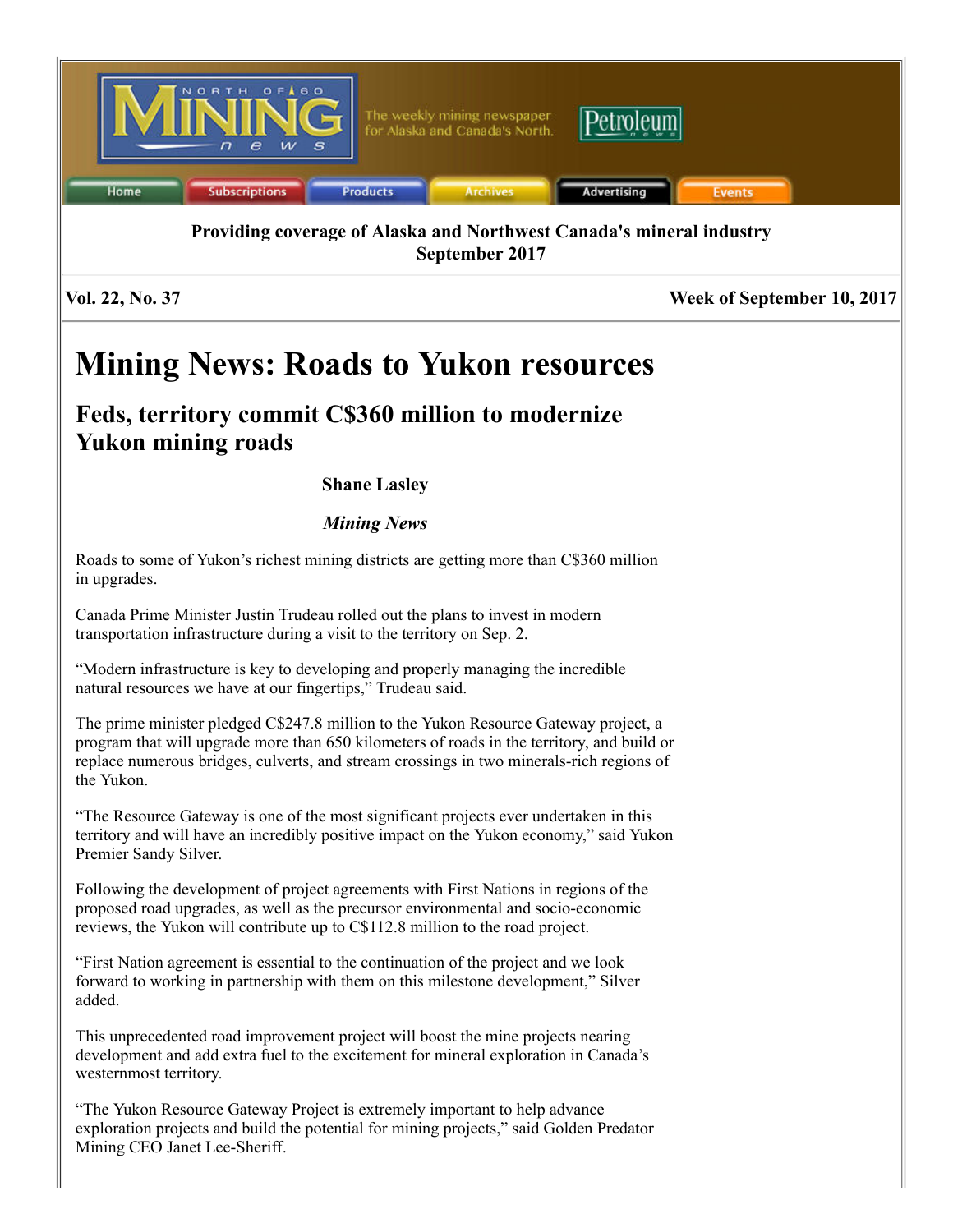Providing coverage of Alaska and Northwest Canada's mineral industry
September 2017

Vol. 22, No. 37 | Week of September 10, 2017

# Mining News: Roads to Yukon resources

## Feds, territory commit C$360 million to modernize Yukon mining roads

**Shane Lasley**

***Mining News***

Roads to some of Yukon's richest mining districts are getting more than C$360 million in upgrades.

Canada Prime Minister Justin Trudeau rolled out the plans to invest in modern transportation infrastructure during a visit to the territory on Sep. 2.

"Modern infrastructure is key to developing and properly managing the incredible natural resources we have at our fingertips," Trudeau said.

The prime minister pledged C$247.8 million to the Yukon Resource Gateway project, a program that will upgrade more than 650 kilometers of roads in the territory, and build or replace numerous bridges, culverts, and stream crossings in two minerals-rich regions of the Yukon.

"The Resource Gateway is one of the most significant projects ever undertaken in this territory and will have an incredibly positive impact on the Yukon economy," said Yukon Premier Sandy Silver.

Following the development of project agreements with First Nations in regions of the proposed road upgrades, as well as the precursor environmental and socio-economic reviews, the Yukon will contribute up to C$112.8 million to the road project.

"First Nation agreement is essential to the continuation of the project and we look forward to working in partnership with them on this milestone development," Silver added.

This unprecedented road improvement project will boost the mine projects nearing development and add extra fuel to the excitement for mineral exploration in Canada's westernmost territory.

"The Yukon Resource Gateway Project is extremely important to help advance exploration projects and build the potential for mining projects," said Golden Predator Mining CEO Janet Lee-Sheriff.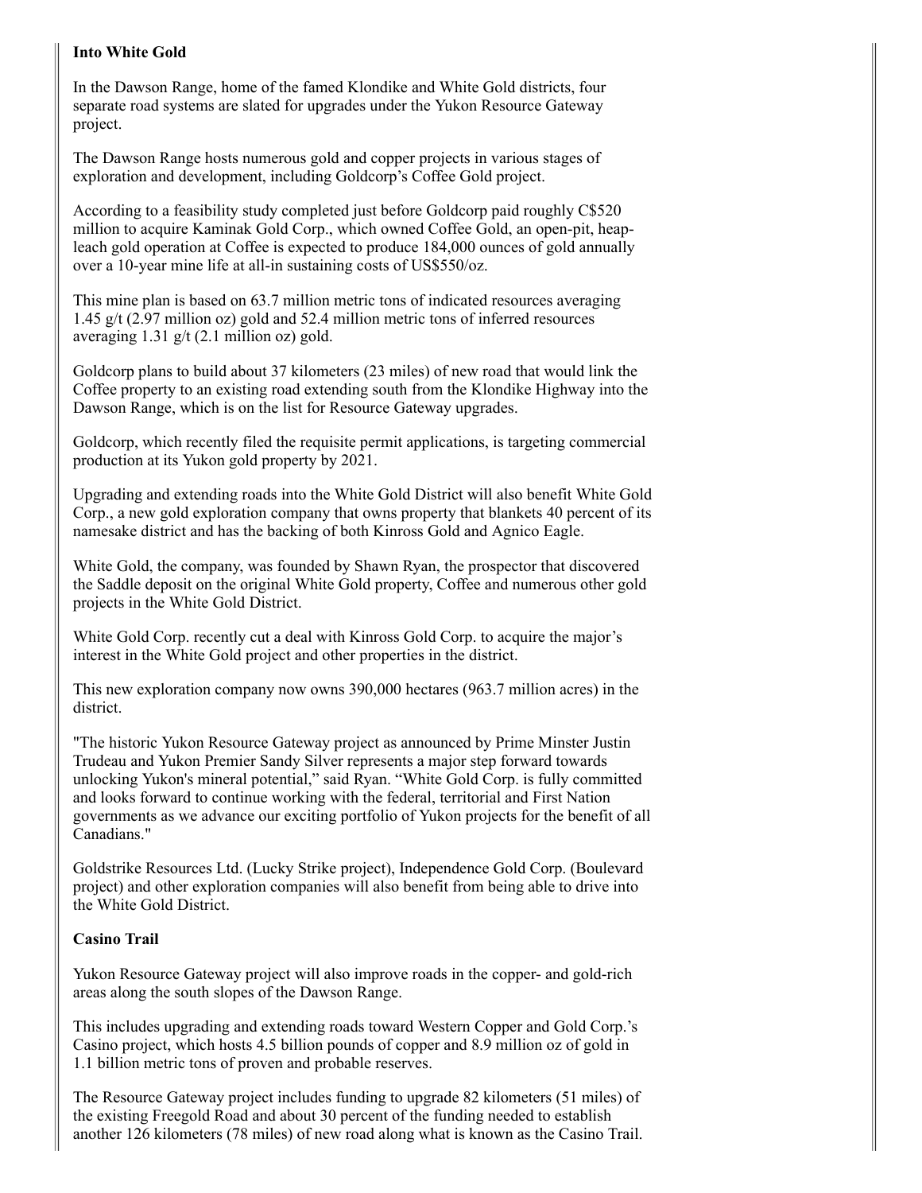**Into White Gold**

In the Dawson Range, home of the famed Klondike and White Gold districts, four separate road systems are slated for upgrades under the Yukon Resource Gateway project.

The Dawson Range hosts numerous gold and copper projects in various stages of exploration and development, including Goldcorp's Coffee Gold project.

According to a feasibility study completed just before Goldcorp paid roughly C$520 million to acquire Kaminak Gold Corp., which owned Coffee Gold, an open-pit, heap-leach gold operation at Coffee is expected to produce 184,000 ounces of gold annually over a 10-year mine life at all-in sustaining costs of US$550/oz.

This mine plan is based on 63.7 million metric tons of indicated resources averaging 1.45 g/t (2.97 million oz) gold and 52.4 million metric tons of inferred resources averaging 1.31 g/t (2.1 million oz) gold.

Goldcorp plans to build about 37 kilometers (23 miles) of new road that would link the Coffee property to an existing road extending south from the Klondike Highway into the Dawson Range, which is on the list for Resource Gateway upgrades.

Goldcorp, which recently filed the requisite permit applications, is targeting commercial production at its Yukon gold property by 2021.

Upgrading and extending roads into the White Gold District will also benefit White Gold Corp., a new gold exploration company that owns property that blankets 40 percent of its namesake district and has the backing of both Kinross Gold and Agnico Eagle.

White Gold, the company, was founded by Shawn Ryan, the prospector that discovered the Saddle deposit on the original White Gold property, Coffee and numerous other gold projects in the White Gold District.

White Gold Corp. recently cut a deal with Kinross Gold Corp. to acquire the major's interest in the White Gold project and other properties in the district.

This new exploration company now owns 390,000 hectares (963.7 million acres) in the district.

"The historic Yukon Resource Gateway project as announced by Prime Minster Justin Trudeau and Yukon Premier Sandy Silver represents a major step forward towards unlocking Yukon's mineral potential," said Ryan. "White Gold Corp. is fully committed and looks forward to continue working with the federal, territorial and First Nation governments as we advance our exciting portfolio of Yukon projects for the benefit of all Canadians."

Goldstrike Resources Ltd. (Lucky Strike project), Independence Gold Corp. (Boulevard project) and other exploration companies will also benefit from being able to drive into the White Gold District.

**Casino Trail**

Yukon Resource Gateway project will also improve roads in the copper- and gold-rich areas along the south slopes of the Dawson Range.

This includes upgrading and extending roads toward Western Copper and Gold Corp.'s Casino project, which hosts 4.5 billion pounds of copper and 8.9 million oz of gold in 1.1 billion metric tons of proven and probable reserves.

The Resource Gateway project includes funding to upgrade 82 kilometers (51 miles) of the existing Freegold Road and about 30 percent of the funding needed to establish another 126 kilometers (78 miles) of new road along what is known as the Casino Trail.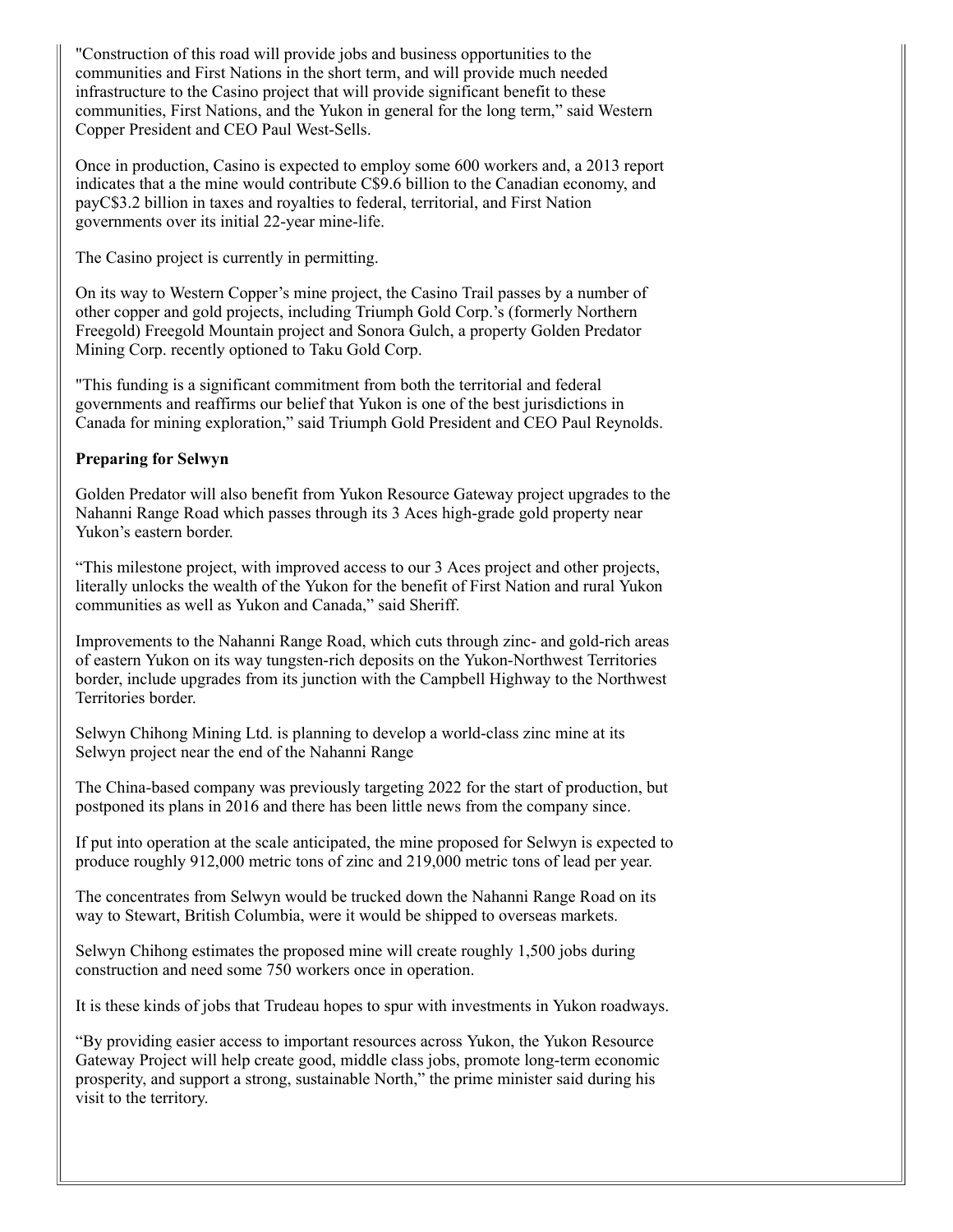"Construction of this road will provide jobs and business opportunities to the communities and First Nations in the short term, and will provide much needed infrastructure to the Casino project that will provide significant benefit to these communities, First Nations, and the Yukon in general for the long term," said Western Copper President and CEO Paul West-Sells.

Once in production, Casino is expected to employ some 600 workers and, a 2013 report indicates that a the mine would contribute C$9.6 billion to the Canadian economy, and payC$3.2 billion in taxes and royalties to federal, territorial, and First Nation governments over its initial 22-year mine-life.

The Casino project is currently in permitting.

On its way to Western Copper's mine project, the Casino Trail passes by a number of other copper and gold projects, including Triumph Gold Corp.'s (formerly Northern Freegold) Freegold Mountain project and Sonora Gulch, a property Golden Predator Mining Corp. recently optioned to Taku Gold Corp.

"This funding is a significant commitment from both the territorial and federal governments and reaffirms our belief that Yukon is one of the best jurisdictions in Canada for mining exploration," said Triumph Gold President and CEO Paul Reynolds.

**Preparing for Selwyn**

Golden Predator will also benefit from Yukon Resource Gateway project upgrades to the Nahanni Range Road which passes through its 3 Aces high-grade gold property near Yukon's eastern border.

"This milestone project, with improved access to our 3 Aces project and other projects, literally unlocks the wealth of the Yukon for the benefit of First Nation and rural Yukon communities as well as Yukon and Canada," said Sheriff.

Improvements to the Nahanni Range Road, which cuts through zinc- and gold-rich areas of eastern Yukon on its way tungsten-rich deposits on the Yukon-Northwest Territories border, include upgrades from its junction with the Campbell Highway to the Northwest Territories border.

Selwyn Chihong Mining Ltd. is planning to develop a world-class zinc mine at its Selwyn project near the end of the Nahanni Range

The China-based company was previously targeting 2022 for the start of production, but postponed its plans in 2016 and there has been little news from the company since.

If put into operation at the scale anticipated, the mine proposed for Selwyn is expected to produce roughly 912,000 metric tons of zinc and 219,000 metric tons of lead per year.

The concentrates from Selwyn would be trucked down the Nahanni Range Road on its way to Stewart, British Columbia, were it would be shipped to overseas markets.

Selwyn Chihong estimates the proposed mine will create roughly 1,500 jobs during construction and need some 750 workers once in operation.

It is these kinds of jobs that Trudeau hopes to spur with investments in Yukon roadways.

"By providing easier access to important resources across Yukon, the Yukon Resource Gateway Project will help create good, middle class jobs, promote long-term economic prosperity, and support a strong, sustainable North," the prime minister said during his visit to the territory.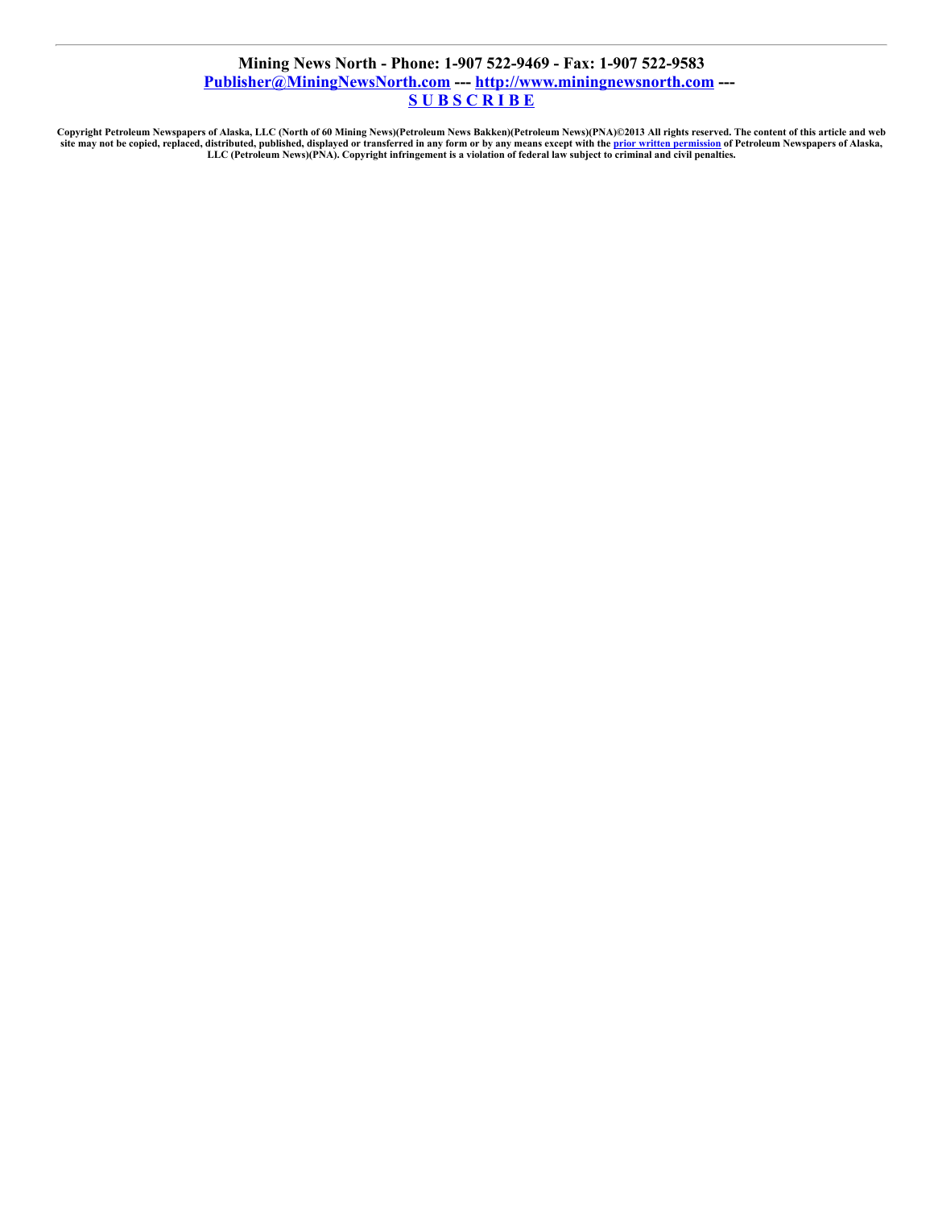**Mining News North - Phone: 1-907 522-9469 - Fax: 1-907 522-9583**
**Publisher@MiningNewsNorth.com --- http://www.miningnewsnorth.com ---**
**S U B S C R I B E**

**Copyright Petroleum Newspapers of Alaska, LLC (North of 60 Mining News)(Petroleum News Bakken)(Petroleum News)(PNA)©2013 All rights reserved. The content of this article and web site may not be copied, replaced, distributed, published, displayed or transferred in any form or by any means except with the prior written permission of Petroleum Newspapers of Alaska, LLC (Petroleum News)(PNA). Copyright infringement is a violation of federal law subject to criminal and civil penalties.**